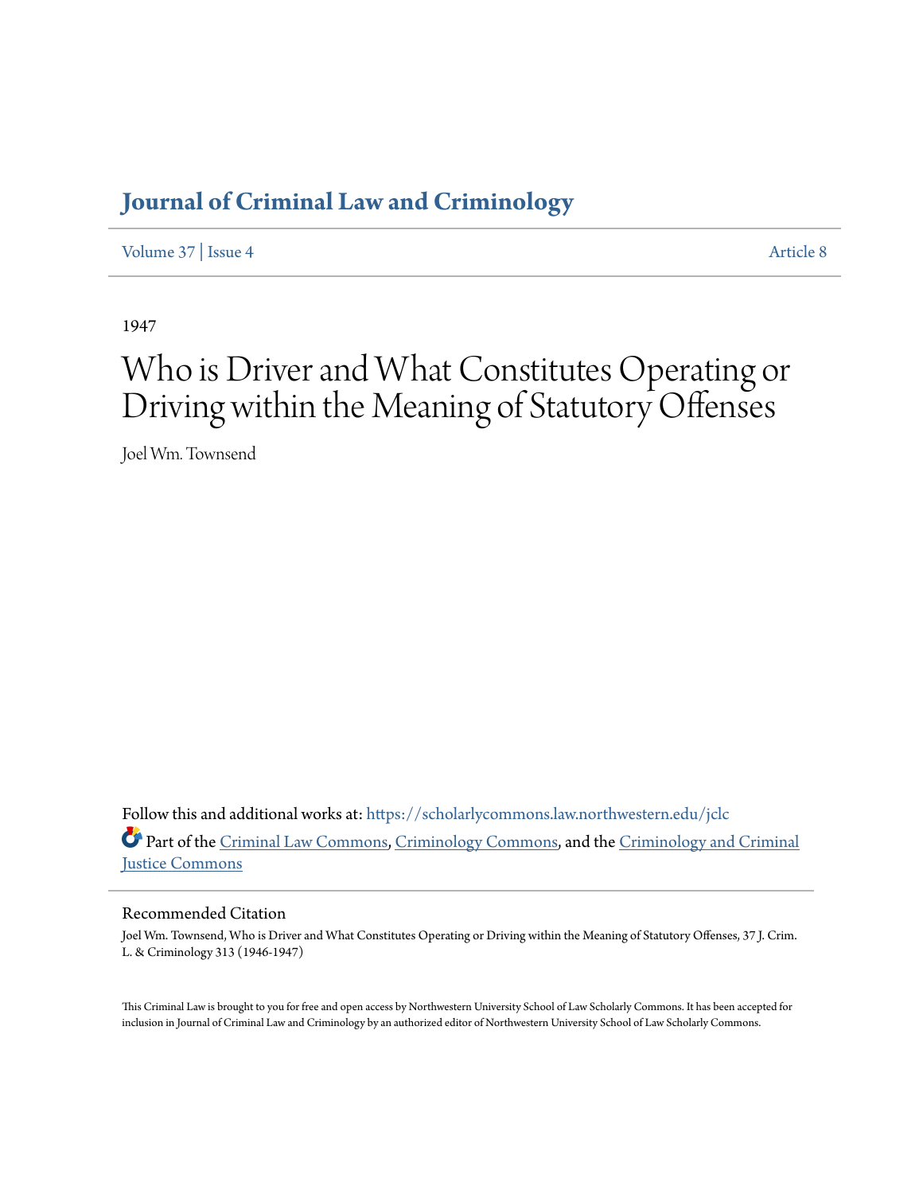# Journal of Criminal Law and Criminology

Volume 37 | Issue 4 Article 8

1947

# Who is Driver and What Constitutes Operating or Driving within the Meaning of Statutory Offenses

Joel Wm. Townsend

Follow this and additional works at: https://scholarlycommons.law.northwestern.edu/jclc

Part of the Criminal Law Commons, Criminology Commons, and the Criminology and Criminal Justice Commons

## Recommended Citation

Joel Wm. Townsend, Who is Driver and What Constitutes Operating or Driving within the Meaning of Statutory Offenses, 37 J. Crim. L. & Criminology 313 (1946-1947)

This Criminal Law is brought to you for free and open access by Northwestern University School of Law Scholarly Commons. It has been accepted for inclusion in Journal of Criminal Law and Criminology by an authorized editor of Northwestern University School of Law Scholarly Commons.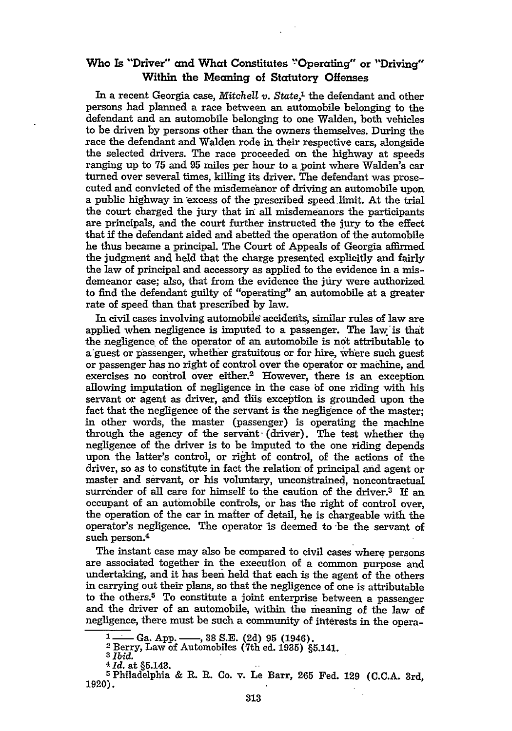## Who Is "Driver" and What Constitutes "Operating" or "Driving" Within the Meaning of Statutory Offenses

In a recent Georgia case, *Mitchell v. State*,[1] the defendant and other persons had planned a race between an automobile belonging to the defendant and an automobile belonging to one Walden, both vehicles to be driven by persons other than the owners themselves. During the race the defendant and Walden rode in their respective cars, alongside the selected drivers. The race proceeded on the highway at speeds ranging up to 75 and 95 miles per hour to a point where Walden's car turned over several times, killing its driver. The defendant was prosecuted and convicted of the misdemeanor of driving an automobile upon a public highway in excess of the prescribed speed limit. At the trial the court charged the jury that in all misdemeanors the participants are principals, and the court further instructed the jury to the effect that if the defendant aided and abetted the operation of the automobile he thus became a principal. The Court of Appeals of Georgia affirmed the judgment and held that the charge presented explicitly and fairly the law of principal and accessory as applied to the evidence in a misdemeanor case; also, that from the evidence the jury were authorized to find the defendant guilty of "operating" an automobile at a greater rate of speed than that prescribed by law.

In civil cases involving automobile accidents, similar rules of law are applied when negligence is imputed to a passenger. The law is that the negligence of the operator of an automobile is not attributable to a guest or passenger, whether gratuitous or for hire, where such guest or passenger has no right of control over the operator or machine, and exercises no control over either.[2] However, there is an exception allowing imputation of negligence in the case of one riding with his servant or agent as driver, and this exception is grounded upon the fact that the negligence of the servant is the negligence of the master; in other words, the master (passenger) is operating the machine through the agency of the servant (driver). The test whether the negligence of the driver is to be imputed to the one riding depends upon the latter's control, or right of control, of the actions of the driver, so as to constitute in fact the relation of principal and agent or master and servant, or his voluntary, unconstrained, noncontractual surrender of all care for himself to the caution of the driver.[3] If an occupant of an automobile controls, or has the right of control over, the operation of the car in matter of detail, he is chargeable with the operator's negligence. The operator is deemed to be the servant of such person.[4]

The instant case may also be compared to civil cases where persons are associated together in the execution of a common purpose and undertaking, and it has been held that each is the agent of the others in carrying out their plans, so that the negligence of one is attributable to the others.[5] To constitute a joint enterprise between a passenger and the driver of an automobile, within the meaning of the law of negligence, there must be such a community of interests in the opera-

---

1 —— Ga. App. ——, 38 S.E. (2d) 95 (1946).

2 Berry, Law of Automobiles (7th ed. 1935) §5.141.

3 *Ibid.*

4 *Id.* at §5.143.

5 Philadelphia & R. R. Co. v. Le Barr, 265 Fed. 129 (C.C.A. 3rd, 1920).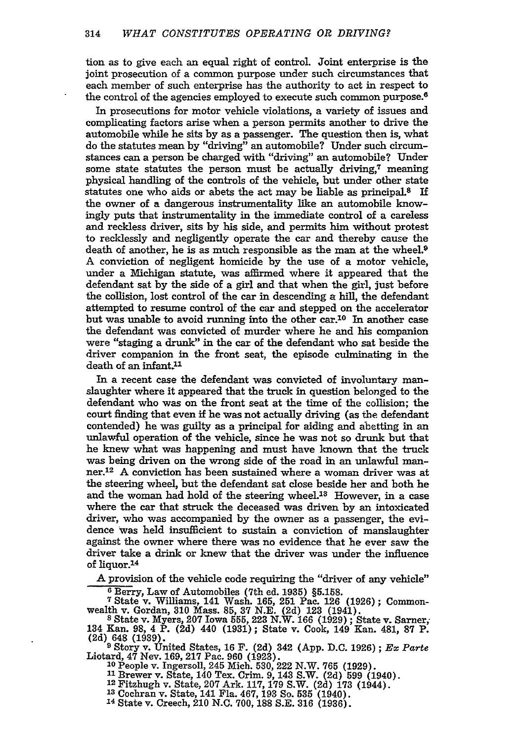tion as to give each an equal right of control. Joint enterprise is the joint prosecution of a common purpose under such circumstances that each member of such enterprise has the authority to act in respect to the control of the agencies employed to execute such common purpose.[6]

In prosecutions for motor vehicle violations, a variety of issues and complicating factors arise when a person permits another to drive the automobile while he sits by as a passenger. The question then is, what do the statutes mean by "driving" an automobile? Under such circumstances can a person be charged with "driving" an automobile? Under some state statutes the person must be actually driving,[7] meaning physical handling of the controls of the vehicle, but under other state statutes one who aids or abets the act may be liable as principal.[8] If the owner of a dangerous instrumentality like an automobile knowingly puts that instrumentality in the immediate control of a careless and reckless driver, sits by his side, and permits him without protest to recklessly and negligently operate the car and thereby cause the death of another, he is as much responsible as the man at the wheel.[9] A conviction of negligent homicide by the use of a motor vehicle, under a Michigan statute, was affirmed where it appeared that the defendant sat by the side of a girl and that when the girl, just before the collision, lost control of the car in descending a hill, the defendant attempted to resume control of the car and stepped on the accelerator but was unable to avoid running into the other car.[10] In another case the defendant was convicted of murder where he and his companion were "staging a drunk" in the car of the defendant who sat beside the driver companion in the front seat, the episode culminating in the death of an infant.[11]

In a recent case the defendant was convicted of involuntary manslaughter where it appeared that the truck in question belonged to the defendant who was on the front seat at the time of the collision; the court finding that even if he was not actually driving (as the defendant contended) he was guilty as a principal for aiding and abetting in an unlawful operation of the vehicle, since he was not so drunk but that he knew what was happening and must have known that the truck was being driven on the wrong side of the road in an unlawful manner.[12] A conviction has been sustained where a woman driver was at the steering wheel, but the defendant sat close beside her and both he and the woman had hold of the steering wheel.[13] However, in a case where the car that struck the deceased was driven by an intoxicated driver, who was accompanied by the owner as a passenger, the evidence was held insufficient to sustain a conviction of manslaughter against the owner where there was no evidence that he ever saw the driver take a drink or knew that the driver was under the influence of liquor.[14]

A provision of the vehicle code requiring the "driver of any vehicle"

---

[6] Berry, Law of Automobiles (7th ed. 1935) §5.158.

[7] State v. Williams, 141 Wash. 165, 251 Pac. 126 (1926); Commonwealth v. Gordan, 310 Mass. 85, 37 N.E. (2d) 123 (1941).

[8] State v. Myers, 207 Iowa 555, 223 N.W. 166 (1929); State v. Sarner, 134 Kan. 98, 4 P. (2d) 440 (1931); State v. Cook, 149 Kan. 481, 87 P. (2d) 648 (1939).

[9] Story v. United States, 16 F. (2d) 342 (App. D.C. 1926); *Ex Parte* Liotard, 47 Nev. 169, 217 Pac. 960 (1923).

[10] People v. Ingersoll, 245 Mich. 530, 222 N.W. 765 (1929).

[11] Brewer v. State, 140 Tex. Crim. 9, 143 S.W. (2d) 599 (1940).

[12] Fitzhugh v. State, 207 Ark. 117, 179 S.W. (2d) 173 (1944).

[13] Cochran v. State, 141 Fla. 467, 193 So. 535 (1940).

[14] State v. Creech, 210 N.C. 700, 188 S.E. 316 (1936).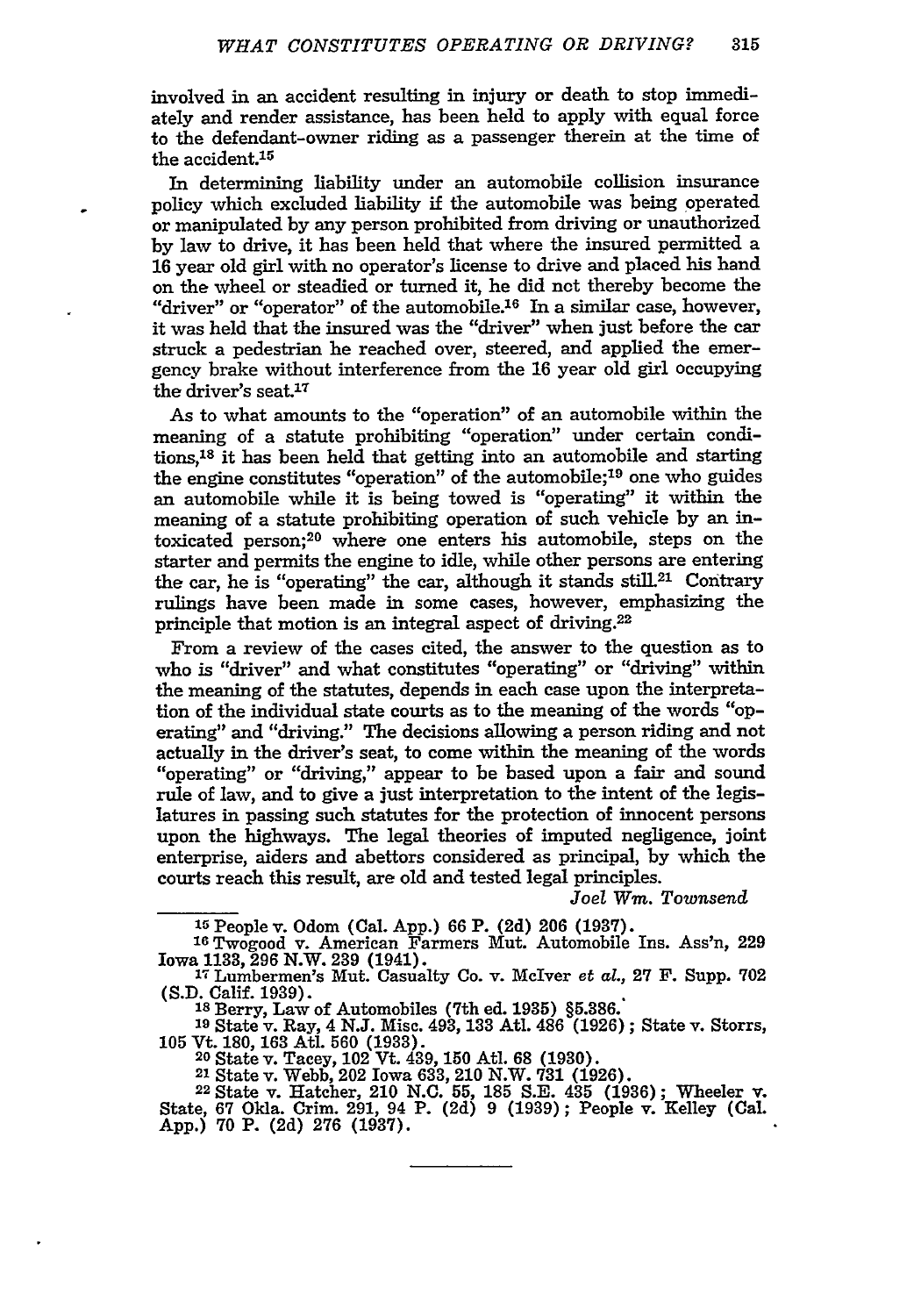involved in an accident resulting in injury or death to stop immediately and render assistance, has been held to apply with equal force to the defendant-owner riding as a passenger therein at the time of the accident.[15]

In determining liability under an automobile collision insurance policy which excluded liability if the automobile was being operated or manipulated by any person prohibited from driving or unauthorized by law to drive, it has been held that where the insured permitted a 16 year old girl with no operator's license to drive and placed his hand on the wheel or steadied or turned it, he did not thereby become the "driver" or "operator" of the automobile.[16] In a similar case, however, it was held that the insured was the "driver" when just before the car struck a pedestrian he reached over, steered, and applied the emergency brake without interference from the 16 year old girl occupying the driver's seat.[17]

As to what amounts to the "operation" of an automobile within the meaning of a statute prohibiting "operation" under certain conditions,[18] it has been held that getting into an automobile and starting the engine constitutes "operation" of the automobile;[19] one who guides an automobile while it is being towed is "operating" it within the meaning of a statute prohibiting operation of such vehicle by an intoxicated person;[20] where one enters his automobile, steps on the starter and permits the engine to idle, while other persons are entering the car, he is "operating" the car, although it stands still.[21] Contrary rulings have been made in some cases, however, emphasizing the principle that motion is an integral aspect of driving.[22]

From a review of the cases cited, the answer to the question as to who is "driver" and what constitutes "operating" or "driving" within the meaning of the statutes, depends in each case upon the interpretation of the individual state courts as to the meaning of the words "operating" and "driving." The decisions allowing a person riding and not actually in the driver's seat, to come within the meaning of the words "operating" or "driving," appear to be based upon a fair and sound rule of law, and to give a just interpretation to the intent of the legislatures in passing such statutes for the protection of innocent persons upon the highways. The legal theories of imputed negligence, joint enterprise, aiders and abettors considered as principal, by which the courts reach this result, are old and tested legal principles.

*Joel Wm. Townsend*

---

[15] People v. Odom (Cal. App.) 66 P. (2d) 206 (1937).

[16] Twogood v. American Farmers Mut. Automobile Ins. Ass'n, 229 Iowa 1133, 296 N.W. 239 (1941).

[17] Lumbermen's Mut. Casualty Co. v. McIver *et al.*, 27 F. Supp. 702 (S.D. Calif. 1939).

[18] Berry, Law of Automobiles (7th ed. 1935) §5.386.

[19] State v. Ray, 4 N.J. Misc. 493, 133 Atl. 486 (1926); State v. Storrs, 105 Vt. 180, 163 Atl. 560 (1933).

[20] State v. Tacey, 102 Vt. 439, 150 Atl. 68 (1930).

[21] State v. Webb, 202 Iowa 633, 210 N.W. 731 (1926).

[22] State v. Hatcher, 210 N.C. 55, 185 S.E. 435 (1936); Wheeler v. State, 67 Okla. Crim. 291, 94 P. (2d) 9 (1939); People v. Kelley (Cal. App.) 70 P. (2d) 276 (1937).